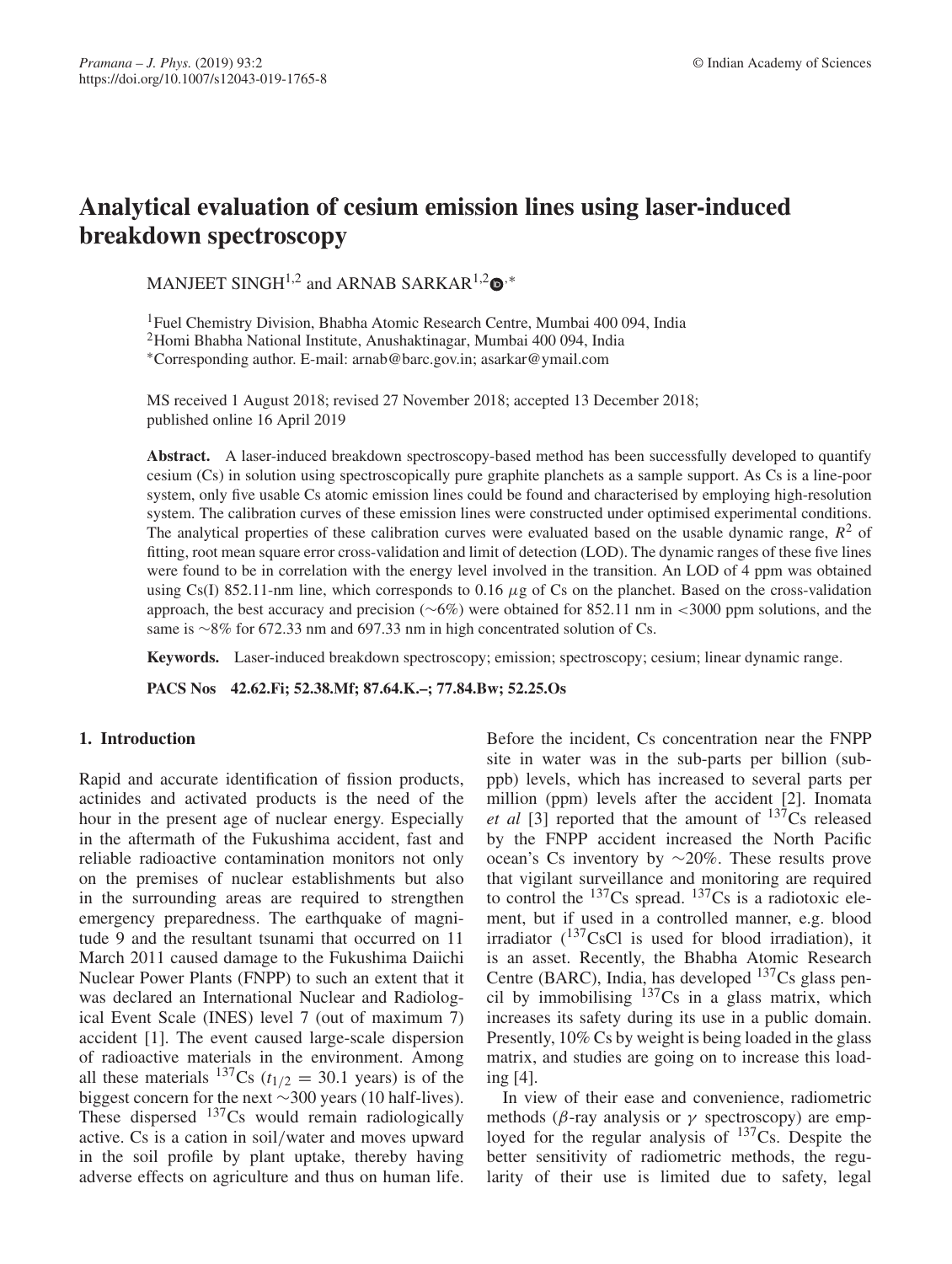# Analytical evaluation of cesium emission lines using laser-induced breakdown spectroscopy

MANJEET SINGH[1,2] and ARNAB SARKAR[1,2,*]

[1]Fuel Chemistry Division, Bhabha Atomic Research Centre, Mumbai 400 094, India
[2]Homi Bhabha National Institute, Anushaktinagar, Mumbai 400 094, India
[*]Corresponding author. E-mail: arnab@barc.gov.in; asarkar@ymail.com

MS received 1 August 2018; revised 27 November 2018; accepted 13 December 2018; published online 16 April 2019

**Abstract.** A laser-induced breakdown spectroscopy-based method has been successfully developed to quantify cesium (Cs) in solution using spectroscopically pure graphite planchets as a sample support. As Cs is a line-poor system, only five usable Cs atomic emission lines could be found and characterised by employing high-resolution system. The calibration curves of these emission lines were constructed under optimised experimental conditions. The analytical properties of these calibration curves were evaluated based on the usable dynamic range, $R^2$ of fitting, root mean square error cross-validation and limit of detection (LOD). The dynamic ranges of these five lines were found to be in correlation with the energy level involved in the transition. An LOD of 4 ppm was obtained using Cs(I) 852.11-nm line, which corresponds to 0.16 $\mu$g of Cs on the planchet. Based on the cross-validation approach, the best accuracy and precision (~6%) were obtained for 852.11 nm in <3000 ppm solutions, and the same is ~8% for 672.33 nm and 697.33 nm in high concentrated solution of Cs.

**Keywords.** Laser-induced breakdown spectroscopy; emission; spectroscopy; cesium; linear dynamic range.

**PACS Nos** **42.62.Fi; 52.38.Mf; 87.64.K.–; 77.84.Bw; 52.25.Os**

## 1. Introduction

Rapid and accurate identification of fission products, actinides and activated products is the need of the hour in the present age of nuclear energy. Especially in the aftermath of the Fukushima accident, fast and reliable radioactive contamination monitors not only on the premises of nuclear establishments but also in the surrounding areas are required to strengthen emergency preparedness. The earthquake of magnitude 9 and the resultant tsunami that occurred on 11 March 2011 caused damage to the Fukushima Daiichi Nuclear Power Plants (FNPP) to such an extent that it was declared an International Nuclear and Radiological Event Scale (INES) level 7 (out of maximum 7) accident [1]. The event caused large-scale dispersion of radioactive materials in the environment. Among all these materials $^{137}$Cs ($t_{1/2} = 30.1$ years) is of the biggest concern for the next ~300 years (10 half-lives). These dispersed $^{137}$Cs would remain radiologically active. Cs is a cation in soil/water and moves upward in the soil profile by plant uptake, thereby having adverse effects on agriculture and thus on human life. Before the incident, Cs concentration near the FNPP site in water was in the sub-parts per billion (sub-ppb) levels, which has increased to several parts per million (ppm) levels after the accident [2]. Inomata *et al* [3] reported that the amount of $^{137}$Cs released by the FNPP accident increased the North Pacific ocean's Cs inventory by ~20%. These results prove that vigilant surveillance and monitoring are required to control the $^{137}$Cs spread. $^{137}$Cs is a radiotoxic element, but if used in a controlled manner, e.g. blood irradiator ($^{137}$CsCl is used for blood irradiation), it is an asset. Recently, the Bhabha Atomic Research Centre (BARC), India, has developed $^{137}$Cs glass pencil by immobilising $^{137}$Cs in a glass matrix, which increases its safety during its use in a public domain. Presently, 10% Cs by weight is being loaded in the glass matrix, and studies are going on to increase this loading [4].

In view of their ease and convenience, radiometric methods ($\beta$-ray analysis or $\gamma$ spectroscopy) are employed for the regular analysis of $^{137}$Cs. Despite the better sensitivity of radiometric methods, the regularity of their use is limited due to safety, legal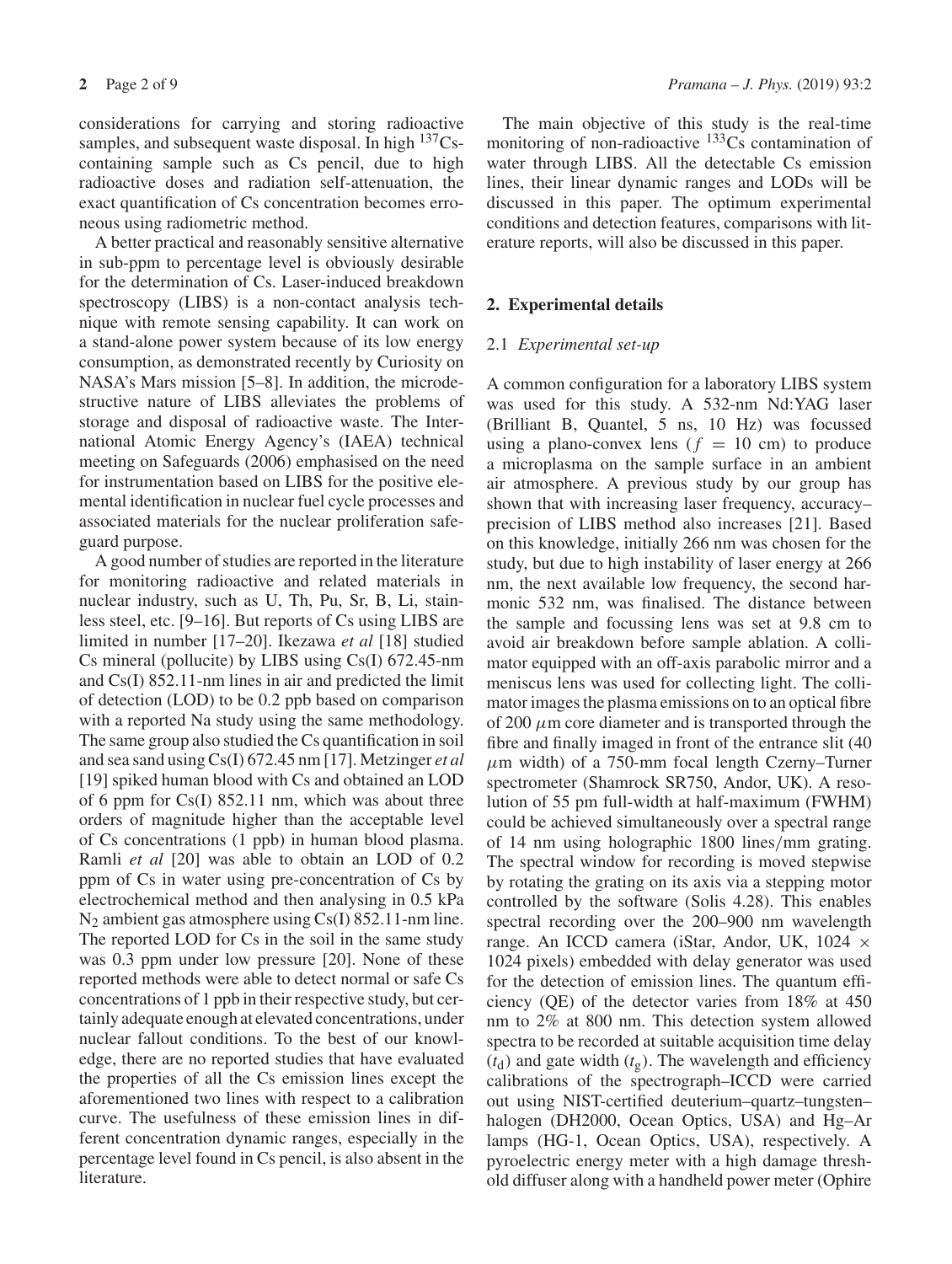considerations for carrying and storing radioactive samples, and subsequent waste disposal. In high $^{137}$Cs-containing sample such as Cs pencil, due to high radioactive doses and radiation self-attenuation, the exact quantification of Cs concentration becomes erroneous using radiometric method.

A better practical and reasonably sensitive alternative in sub-ppm to percentage level is obviously desirable for the determination of Cs. Laser-induced breakdown spectroscopy (LIBS) is a non-contact analysis technique with remote sensing capability. It can work on a stand-alone power system because of its low energy consumption, as demonstrated recently by Curiosity on NASA's Mars mission [5–8]. In addition, the microdestructive nature of LIBS alleviates the problems of storage and disposal of radioactive waste. The International Atomic Energy Agency's (IAEA) technical meeting on Safeguards (2006) emphasised on the need for instrumentation based on LIBS for the positive elemental identification in nuclear fuel cycle processes and associated materials for the nuclear proliferation safeguard purpose.

A good number of studies are reported in the literature for monitoring radioactive and related materials in nuclear industry, such as U, Th, Pu, Sr, B, Li, stainless steel, etc. [9–16]. But reports of Cs using LIBS are limited in number [17–20]. Ikezawa *et al* [18] studied Cs mineral (pollucite) by LIBS using Cs(I) 672.45-nm and Cs(I) 852.11-nm lines in air and predicted the limit of detection (LOD) to be 0.2 ppb based on comparison with a reported Na study using the same methodology. The same group also studied the Cs quantification in soil and sea sand using Cs(I) 672.45 nm [17]. Metzinger *et al* [19] spiked human blood with Cs and obtained an LOD of 6 ppm for Cs(I) 852.11 nm, which was about three orders of magnitude higher than the acceptable level of Cs concentrations (1 ppb) in human blood plasma. Ramli *et al* [20] was able to obtain an LOD of 0.2 ppm of Cs in water using pre-concentration of Cs by electrochemical method and then analysing in 0.5 kPa $N_2$ ambient gas atmosphere using Cs(I) 852.11-nm line. The reported LOD for Cs in the soil in the same study was 0.3 ppm under low pressure [20]. None of these reported methods were able to detect normal or safe Cs concentrations of 1 ppb in their respective study, but certainly adequate enough at elevated concentrations, under nuclear fallout conditions. To the best of our knowledge, there are no reported studies that have evaluated the properties of all the Cs emission lines except the aforementioned two lines with respect to a calibration curve. The usefulness of these emission lines in different concentration dynamic ranges, especially in the percentage level found in Cs pencil, is also absent in the literature.

The main objective of this study is the real-time monitoring of non-radioactive $^{133}$Cs contamination of water through LIBS. All the detectable Cs emission lines, their linear dynamic ranges and LODs will be discussed in this paper. The optimum experimental conditions and detection features, comparisons with literature reports, will also be discussed in this paper.

## 2. Experimental details

### 2.1 *Experimental set-up*

A common configuration for a laboratory LIBS system was used for this study. A 532-nm Nd:YAG laser (Brilliant B, Quantel, 5 ns, 10 Hz) was focussed using a plano-convex lens ($f = 10$ cm) to produce a microplasma on the sample surface in an ambient air atmosphere. A previous study by our group has shown that with increasing laser frequency, accuracy–precision of LIBS method also increases [21]. Based on this knowledge, initially 266 nm was chosen for the study, but due to high instability of laser energy at 266 nm, the next available low frequency, the second harmonic 532 nm, was finalised. The distance between the sample and focussing lens was set at 9.8 cm to avoid air breakdown before sample ablation. A collimator equipped with an off-axis parabolic mirror and a meniscus lens was used for collecting light. The collimator images the plasma emissions on to an optical fibre of 200 $\mu$m core diameter and is transported through the fibre and finally imaged in front of the entrance slit (40 $\mu$m width) of a 750-mm focal length Czerny–Turner spectrometer (Shamrock SR750, Andor, UK). A resolution of 55 pm full-width at half-maximum (FWHM) could be achieved simultaneously over a spectral range of 14 nm using holographic 1800 lines/mm grating. The spectral window for recording is moved stepwise by rotating the grating on its axis via a stepping motor controlled by the software (Solis 4.28). This enables spectral recording over the 200–900 nm wavelength range. An ICCD camera (iStar, Andor, UK, 1024 × 1024 pixels) embedded with delay generator was used for the detection of emission lines. The quantum efficiency (QE) of the detector varies from 18% at 450 nm to 2% at 800 nm. This detection system allowed spectra to be recorded at suitable acquisition time delay ($t_d$) and gate width ($t_g$). The wavelength and efficiency calibrations of the spectrograph–ICCD were carried out using NIST-certified deuterium–quartz–tungsten–halogen (DH2000, Ocean Optics, USA) and Hg–Ar lamps (HG-1, Ocean Optics, USA), respectively. A pyroelectric energy meter with a high damage threshold diffuser along with a handheld power meter (Ophire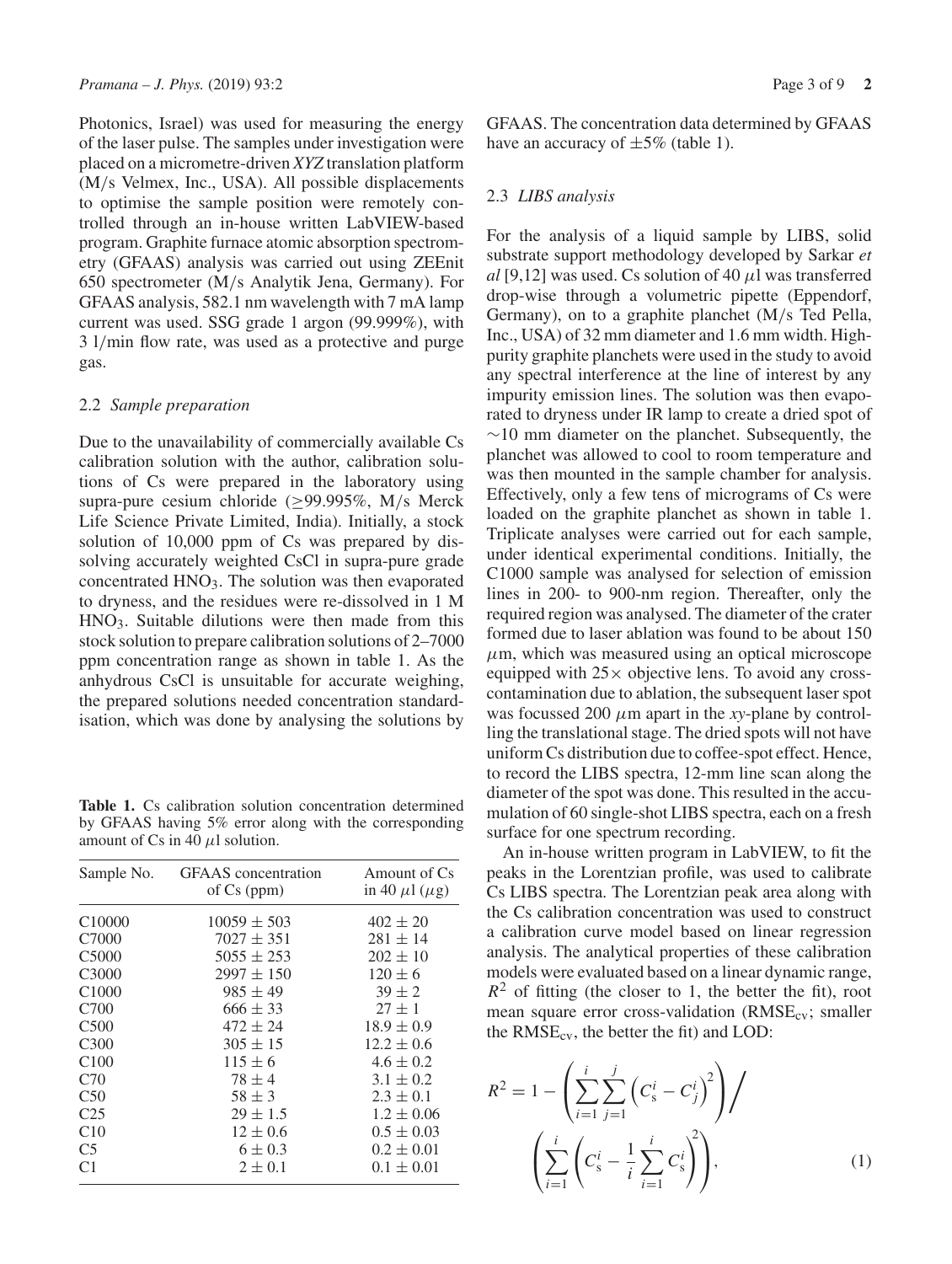Photonics, Israel) was used for measuring the energy of the laser pulse. The samples under investigation were placed on a micrometre-driven *XYZ* translation platform (M/s Velmex, Inc., USA). All possible displacements to optimise the sample position were remotely controlled through an in-house written LabVIEW-based program. Graphite furnace atomic absorption spectrometry (GFAAS) analysis was carried out using ZEEnit 650 spectrometer (M/s Analytik Jena, Germany). For GFAAS analysis, 582.1 nm wavelength with 7 mA lamp current was used. SSG grade 1 argon (99.999%), with 3 l/min flow rate, was used as a protective and purge gas.

### 2.2 *Sample preparation*

Due to the unavailability of commercially available Cs calibration solution with the author, calibration solutions of Cs were prepared in the laboratory using supra-pure cesium chloride ($\geq$99.995%, M/s Merck Life Science Private Limited, India). Initially, a stock solution of 10,000 ppm of Cs was prepared by dissolving accurately weighted CsCl in supra-pure grade concentrated $HNO_3$. The solution was then evaporated to dryness, and the residues were re-dissolved in 1 M $HNO_3$. Suitable dilutions were then made from this stock solution to prepare calibration solutions of 2–7000 ppm concentration range as shown in table 1. As the anhydrous CsCl is unsuitable for accurate weighing, the prepared solutions needed concentration standardisation, which was done by analysing the solutions by GFAAS. The concentration data determined by GFAAS have an accuracy of ±5% (table 1).

**Table 1.** Cs calibration solution concentration determined by GFAAS having 5% error along with the corresponding amount of Cs in 40 $\mu$l solution.

| Sample No. | GFAAS concentration of Cs (ppm) | Amount of Cs in 40 $\mu$l ($\mu$g) |
|---|---|---|
| C10000 | 10059 ± 503 | 402 ± 20 |
| C7000 | 7027 ± 351 | 281 ± 14 |
| C5000 | 5055 ± 253 | 202 ± 10 |
| C3000 | 2997 ± 150 | 120 ± 6 |
| C1000 | 985 ± 49 | 39 ± 2 |
| C700 | 666 ± 33 | 27 ± 1 |
| C500 | 472 ± 24 | 18.9 ± 0.9 |
| C300 | 305 ± 15 | 12.2 ± 0.6 |
| C100 | 115 ± 6 | 4.6 ± 0.2 |
| C70 | 78 ± 4 | 3.1 ± 0.2 |
| C50 | 58 ± 3 | 2.3 ± 0.1 |
| C25 | 29 ± 1.5 | 1.2 ± 0.06 |
| C10 | 12 ± 0.6 | 0.5 ± 0.03 |
| C5 | 6 ± 0.3 | 0.2 ± 0.01 |
| C1 | 2 ± 0.1 | 0.1 ± 0.01 |

### 2.3 *LIBS analysis*

For the analysis of a liquid sample by LIBS, solid substrate support methodology developed by Sarkar *et al* [9,12] was used. Cs solution of 40 $\mu$l was transferred drop-wise through a volumetric pipette (Eppendorf, Germany), on to a graphite planchet (M/s Ted Pella, Inc., USA) of 32 mm diameter and 1.6 mm width. High-purity graphite planchets were used in the study to avoid any spectral interference at the line of interest by any impurity emission lines. The solution was then evaporated to dryness under IR lamp to create a dried spot of ~10 mm diameter on the planchet. Subsequently, the planchet was allowed to cool to room temperature and was then mounted in the sample chamber for analysis. Effectively, only a few tens of micrograms of Cs were loaded on the graphite planchet as shown in table 1. Triplicate analyses were carried out for each sample, under identical experimental conditions. Initially, the C1000 sample was analysed for selection of emission lines in 200- to 900-nm region. Thereafter, only the required region was analysed. The diameter of the crater formed due to laser ablation was found to be about 150 $\mu$m, which was measured using an optical microscope equipped with 25× objective lens. To avoid any cross-contamination due to ablation, the subsequent laser spot was focussed 200 $\mu$m apart in the *xy*-plane by controlling the translational stage. The dried spots will not have uniform Cs distribution due to coffee-spot effect. Hence, to record the LIBS spectra, 12-mm line scan along the diameter of the spot was done. This resulted in the accumulation of 60 single-shot LIBS spectra, each on a fresh surface for one spectrum recording.

An in-house written program in LabVIEW, to fit the peaks in the Lorentzian profile, was used to calibrate Cs LIBS spectra. The Lorentzian peak area along with the Cs calibration concentration was used to construct a calibration curve model based on linear regression analysis. The analytical properties of these calibration models were evaluated based on a linear dynamic range, $R^2$ of fitting (the closer to 1, the better the fit), root mean square error cross-validation ($RMSE_{cv}$; smaller the $RMSE_{cv}$, the better the fit) and LOD:

$$R^2 = 1 - \left( \sum_{i=1}^{i} \sum_{j=1}^{j} \left( C_s^i - C_j^i \right)^2 \right) \Bigg/ \left( \sum_{i=1}^{i} \left( C_s^i - \frac{1}{i} \sum_{i=1}^{i} C_s^i \right)^2 \right), \tag{1}$$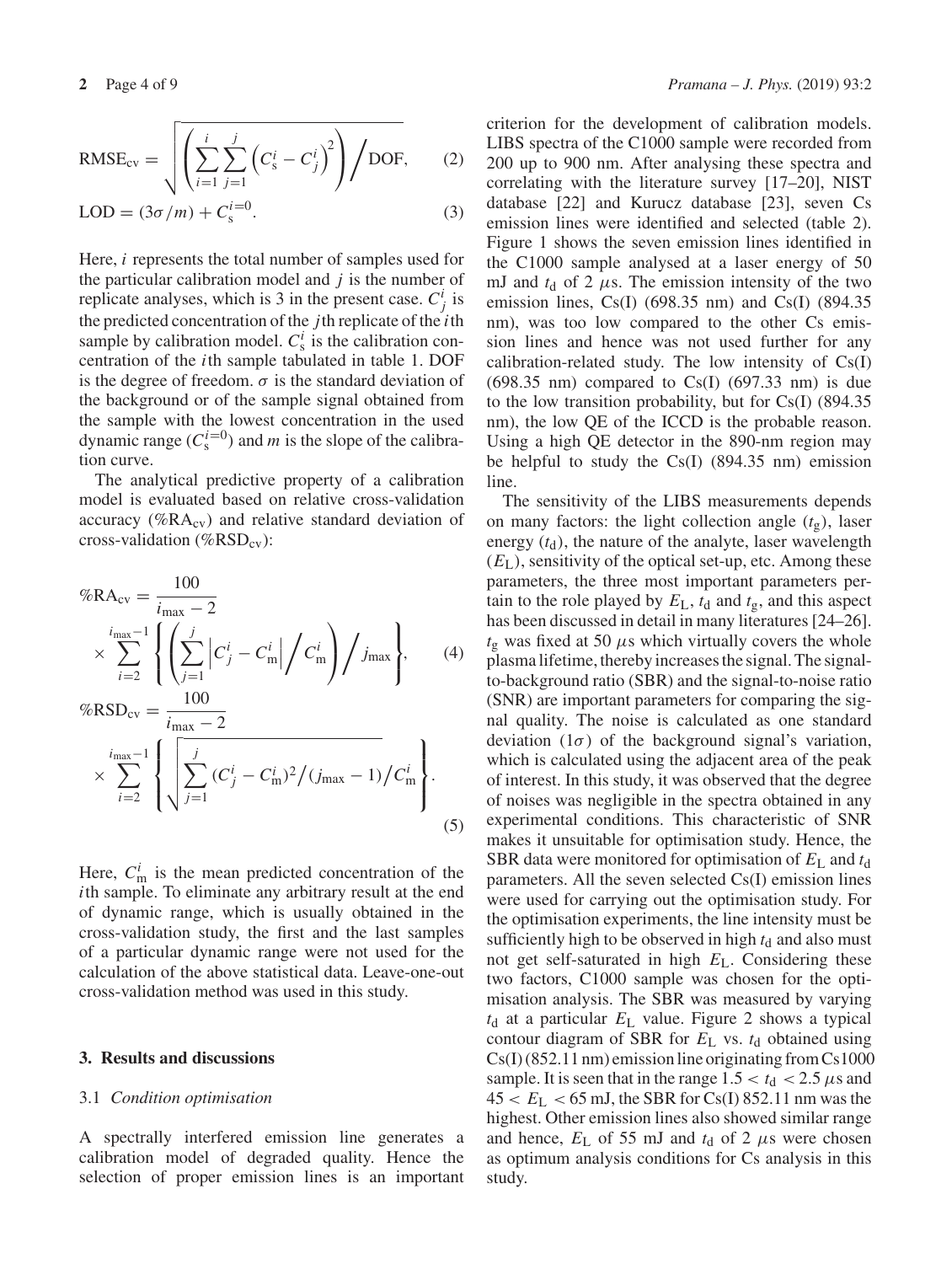$$\mathrm{RMSE_{cv}} = \sqrt{\left(\sum_{i=1}^{i}\sum_{j=1}^{j}\left(C_{\mathrm{s}}^{i} - C_{j}^{i}\right)^{2}\right) \Big/ \mathrm{DOF}}, \qquad (2)$$

$$\mathrm{LOD} = (3\sigma/m) + C_{\mathrm{s}}^{i=0}. \qquad (3)$$

Here, $i$ represents the total number of samples used for the particular calibration model and $j$ is the number of replicate analyses, which is 3 in the present case. $C_j^i$ is the predicted concentration of the $j$th replicate of the $i$th sample by calibration model. $C_{\mathrm{s}}^i$ is the calibration concentration of the $i$th sample tabulated in table 1. DOF is the degree of freedom. $\sigma$ is the standard deviation of the background or of the sample signal obtained from the sample with the lowest concentration in the used dynamic range ($C_{\mathrm{s}}^{i=0}$) and $m$ is the slope of the calibration curve.

The analytical predictive property of a calibration model is evaluated based on relative cross-validation accuracy ($\%\mathrm{RA_{cv}}$) and relative standard deviation of cross-validation ($\%\mathrm{RSD_{cv}}$):

$$\%\mathrm{RA_{cv}} = \frac{100}{i_{\max} - 2} \times \sum_{i=2}^{i_{\max}-1}\left\{\left(\sum_{j=1}^{j}\left|C_j^i - C_{\mathrm{m}}^i\right| \Big/ C_{\mathrm{m}}^i\right) \Big/ j_{\max}\right\}, \qquad (4)$$

$$\%\mathrm{RSD_{cv}} = \frac{100}{i_{\max} - 2} \times \sum_{i=2}^{i_{\max}-1}\left\{\sqrt{\sum_{j=1}^{j}(C_j^i - C_{\mathrm{m}}^i)^2 \big/ (j_{\max} - 1)} \Big/ C_{\mathrm{m}}^i\right\}. \qquad (5)$$

Here, $C_{\mathrm{m}}^i$ is the mean predicted concentration of the $i$th sample. To eliminate any arbitrary result at the end of dynamic range, which is usually obtained in the cross-validation study, the first and the last samples of a particular dynamic range were not used for the calculation of the above statistical data. Leave-one-out cross-validation method was used in this study.

## 3. Results and discussions

### 3.1 *Condition optimisation*

A spectrally interfered emission line generates a calibration model of degraded quality. Hence the selection of proper emission lines is an important criterion for the development of calibration models. LIBS spectra of the C1000 sample were recorded from 200 up to 900 nm. After analysing these spectra and correlating with the literature survey [17–20], NIST database [22] and Kurucz database [23], seven Cs emission lines were identified and selected (table 2). Figure 1 shows the seven emission lines identified in the C1000 sample analysed at a laser energy of 50 mJ and $t_{\mathrm{d}}$ of 2 $\mu$s. The emission intensity of the two emission lines, Cs(I) (698.35 nm) and Cs(I) (894.35 nm), was too low compared to the other Cs emission lines and hence was not used further for any calibration-related study. The low intensity of Cs(I) (698.35 nm) compared to Cs(I) (697.33 nm) is due to the low transition probability, but for Cs(I) (894.35 nm), the low QE of the ICCD is the probable reason. Using a high QE detector in the 890-nm region may be helpful to study the Cs(I) (894.35 nm) emission line.

The sensitivity of the LIBS measurements depends on many factors: the light collection angle ($t_{\mathrm{g}}$), laser energy ($t_{\mathrm{d}}$), the nature of the analyte, laser wavelength ($E_{\mathrm{L}}$), sensitivity of the optical set-up, etc. Among these parameters, the three most important parameters pertain to the role played by $E_{\mathrm{L}}$, $t_{\mathrm{d}}$ and $t_{\mathrm{g}}$, and this aspect has been discussed in detail in many literatures [24–26]. $t_{\mathrm{g}}$ was fixed at 50 $\mu$s which virtually covers the whole plasma lifetime, thereby increases the signal. The signal-to-background ratio (SBR) and the signal-to-noise ratio (SNR) are important parameters for comparing the signal quality. The noise is calculated as one standard deviation ($1\sigma$) of the background signal's variation, which is calculated using the adjacent area of the peak of interest. In this study, it was observed that the degree of noises was negligible in the spectra obtained in any experimental conditions. This characteristic of SNR makes it unsuitable for optimisation study. Hence, the SBR data were monitored for optimisation of $E_{\mathrm{L}}$ and $t_{\mathrm{d}}$ parameters. All the seven selected Cs(I) emission lines were used for carrying out the optimisation study. For the optimisation experiments, the line intensity must be sufficiently high to be observed in high $t_{\mathrm{d}}$ and also must not get self-saturated in high $E_{\mathrm{L}}$. Considering these two factors, C1000 sample was chosen for the optimisation analysis. The SBR was measured by varying $t_{\mathrm{d}}$ at a particular $E_{\mathrm{L}}$ value. Figure 2 shows a typical contour diagram of SBR for $E_{\mathrm{L}}$ vs. $t_{\mathrm{d}}$ obtained using Cs(I) (852.11 nm) emission line originating from Cs1000 sample. It is seen that in the range $1.5 < t_{\mathrm{d}} < 2.5$ $\mu$s and $45 < E_{\mathrm{L}} < 65$ mJ, the SBR for Cs(I) 852.11 nm was the highest. Other emission lines also showed similar range and hence, $E_{\mathrm{L}}$ of 55 mJ and $t_{\mathrm{d}}$ of 2 $\mu$s were chosen as optimum analysis conditions for Cs analysis in this study.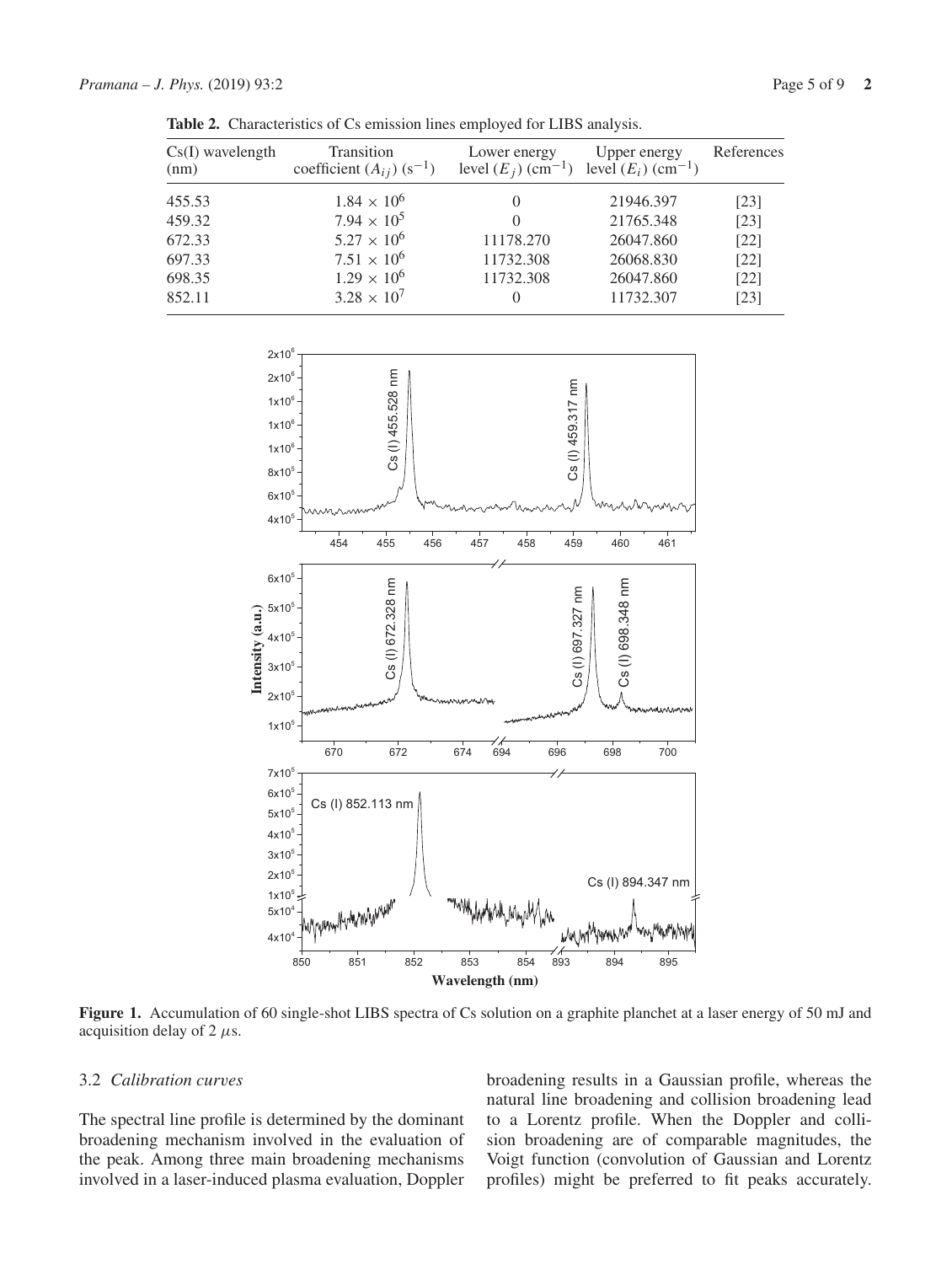**Table 2.** Characteristics of Cs emission lines employed for LIBS analysis.

| Cs(I) wavelength (nm) | Transition coefficient ($A_{ij}$) ($s^{-1}$) | Lower energy level ($E_j$) ($cm^{-1}$) | Upper energy level ($E_i$) ($cm^{-1}$) | References |
|---|---|---|---|---|
| 455.53 | $1.84 \times 10^6$ | 0 | 21946.397 | [23] |
| 459.32 | $7.94 \times 10^5$ | 0 | 21765.348 | [23] |
| 672.33 | $5.27 \times 10^6$ | 11178.270 | 26047.860 | [22] |
| 697.33 | $7.51 \times 10^6$ | 11732.308 | 26068.830 | [22] |
| 698.35 | $1.29 \times 10^6$ | 11732.308 | 26047.860 | [22] |
| 852.11 | $3.28 \times 10^7$ | 0 | 11732.307 | [23] |

**Figure 1.** Accumulation of 60 single-shot LIBS spectra of Cs solution on a graphite planchet at a laser energy of 50 mJ and acquisition delay of 2 $\mu$s.

### 3.2 *Calibration curves*

The spectral line profile is determined by the dominant broadening mechanism involved in the evaluation of the peak. Among three main broadening mechanisms involved in a laser-induced plasma evaluation, Doppler broadening results in a Gaussian profile, whereas the natural line broadening and collision broadening lead to a Lorentz profile. When the Doppler and collision broadening are of comparable magnitudes, the Voigt function (convolution of Gaussian and Lorentz profiles) might be preferred to fit peaks accurately.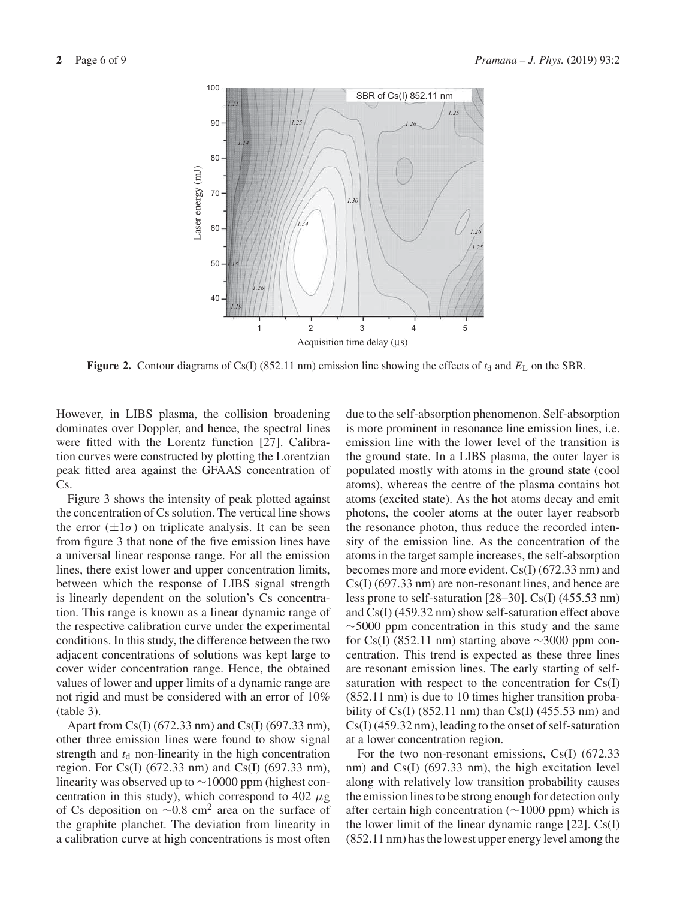**Figure 2.** Contour diagrams of Cs(I) (852.11 nm) emission line showing the effects of $t_d$ and $E_L$ on the SBR.

However, in LIBS plasma, the collision broadening dominates over Doppler, and hence, the spectral lines were fitted with the Lorentz function [27]. Calibration curves were constructed by plotting the Lorentzian peak fitted area against the GFAAS concentration of Cs.

Figure 3 shows the intensity of peak plotted against the concentration of Cs solution. The vertical line shows the error ($\pm 1\sigma$) on triplicate analysis. It can be seen from figure 3 that none of the five emission lines have a universal linear response range. For all the emission lines, there exist lower and upper concentration limits, between which the response of LIBS signal strength is linearly dependent on the solution's Cs concentration. This range is known as a linear dynamic range of the respective calibration curve under the experimental conditions. In this study, the difference between the two adjacent concentrations of solutions was kept large to cover wider concentration range. Hence, the obtained values of lower and upper limits of a dynamic range are not rigid and must be considered with an error of 10% (table 3).

Apart from Cs(I) (672.33 nm) and Cs(I) (697.33 nm), other three emission lines were found to show signal strength and $t_d$ non-linearity in the high concentration region. For Cs(I) (672.33 nm) and Cs(I) (697.33 nm), linearity was observed up to ∼10000 ppm (highest concentration in this study), which correspond to 402 $\mu$g of Cs deposition on ∼0.8 cm$^2$ area on the surface of the graphite planchet. The deviation from linearity in a calibration curve at high concentrations is most often due to the self-absorption phenomenon. Self-absorption is more prominent in resonance line emission lines, i.e. emission line with the lower level of the transition is the ground state. In a LIBS plasma, the outer layer is populated mostly with atoms in the ground state (cool atoms), whereas the centre of the plasma contains hot atoms (excited state). As the hot atoms decay and emit photons, the cooler atoms at the outer layer reabsorb the resonance photon, thus reduce the recorded intensity of the emission line. As the concentration of the atoms in the target sample increases, the self-absorption becomes more and more evident. Cs(I) (672.33 nm) and Cs(I) (697.33 nm) are non-resonant lines, and hence are less prone to self-saturation [28–30]. Cs(I) (455.53 nm) and Cs(I) (459.32 nm) show self-saturation effect above ∼5000 ppm concentration in this study and the same for Cs(I) (852.11 nm) starting above ∼3000 ppm concentration. This trend is expected as these three lines are resonant emission lines. The early starting of self-saturation with respect to the concentration for Cs(I) (852.11 nm) is due to 10 times higher transition probability of Cs(I) (852.11 nm) than Cs(I) (455.53 nm) and Cs(I) (459.32 nm), leading to the onset of self-saturation at a lower concentration region.

For the two non-resonant emissions, Cs(I) (672.33 nm) and Cs(I) (697.33 nm), the high excitation level along with relatively low transition probability causes the emission lines to be strong enough for detection only after certain high concentration (∼1000 ppm) which is the lower limit of the linear dynamic range [22]. Cs(I) (852.11 nm) has the lowest upper energy level among the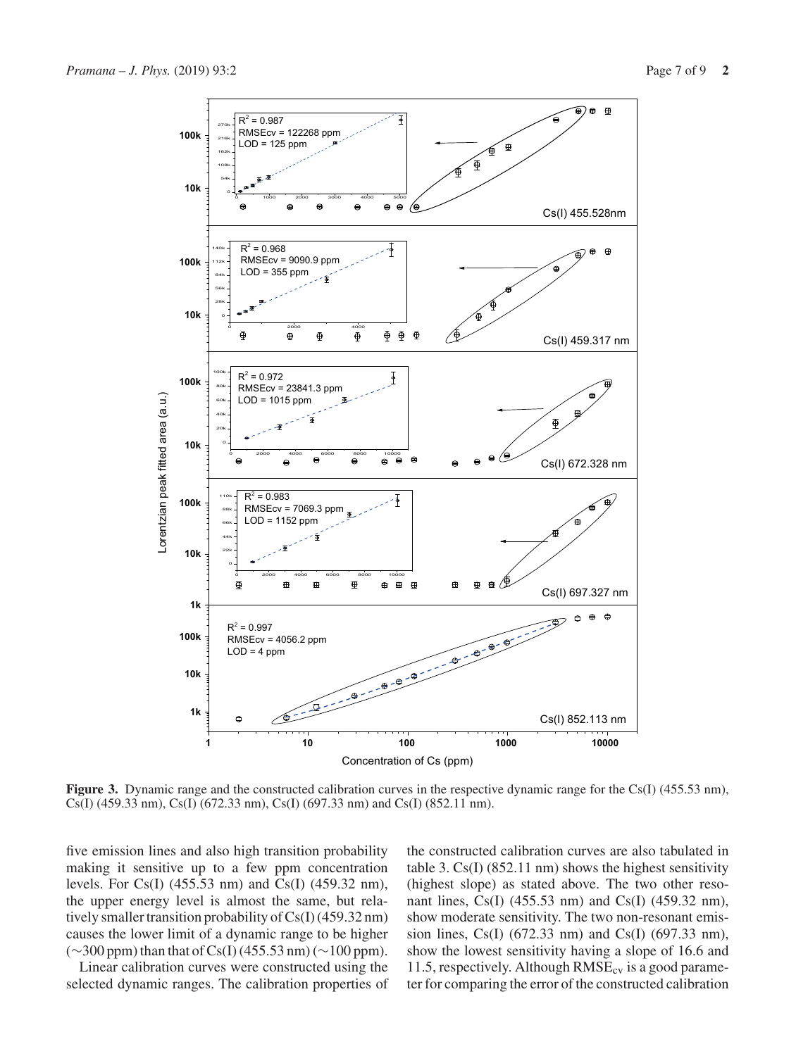**Figure 3.** Dynamic range and the constructed calibration curves in the respective dynamic range for the Cs(I) (455.53 nm), Cs(I) (459.33 nm), Cs(I) (672.33 nm), Cs(I) (697.33 nm) and Cs(I) (852.11 nm).

five emission lines and also high transition probability making it sensitive up to a few ppm concentration levels. For Cs(I) (455.53 nm) and Cs(I) (459.32 nm), the upper energy level is almost the same, but relatively smaller transition probability of Cs(I) (459.32 nm) causes the lower limit of a dynamic range to be higher (∼300 ppm) than that of Cs(I) (455.53 nm) (∼100 ppm).

Linear calibration curves were constructed using the selected dynamic ranges. The calibration properties of the constructed calibration curves are also tabulated in table 3. Cs(I) (852.11 nm) shows the highest sensitivity (highest slope) as stated above. The two other resonant lines, Cs(I) (455.53 nm) and Cs(I) (459.32 nm), show moderate sensitivity. The two non-resonant emission lines, Cs(I) (672.33 nm) and Cs(I) (697.33 nm), show the lowest sensitivity having a slope of 16.6 and 11.5, respectively. Although $RMSE_{cv}$ is a good parameter for comparing the error of the constructed calibration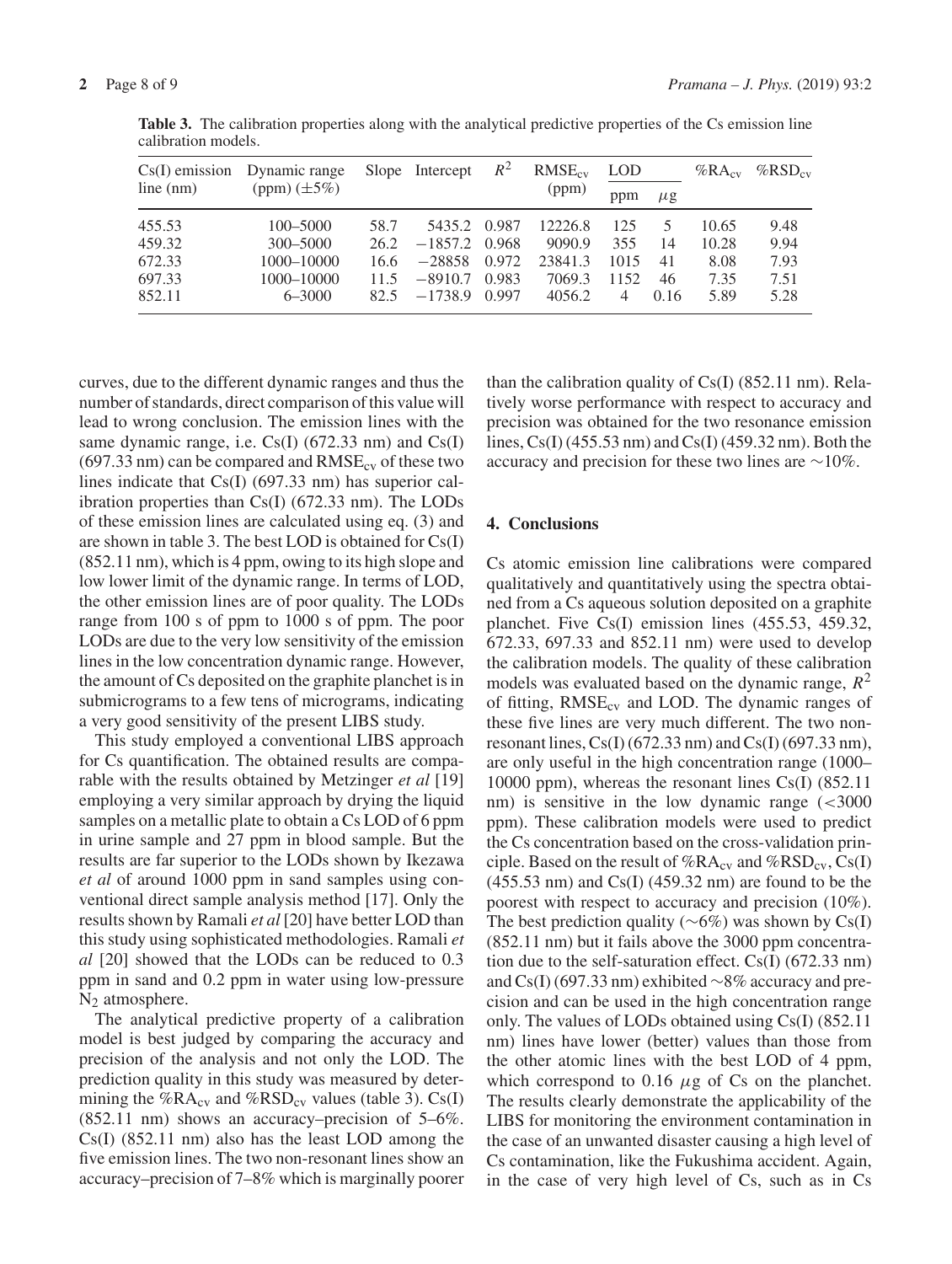**Table 3.** The calibration properties along with the analytical predictive properties of the Cs emission line calibration models.

| Cs(I) emission line (nm) | Dynamic range (ppm) (±5%) | Slope | Intercept | $R^2$ | $RMSE_{cv}$ (ppm) | LOD | | $\%RA_{cv}$ | $\%RSD_{cv}$ |
|---|---|---|---|---|---|---|---|---|---|
| | | | | | | ppm | $\mu$g | | |
| 455.53 | 100–5000 | 58.7 | 5435.2 | 0.987 | 12226.8 | 125 | 5 | 10.65 | 9.48 |
| 459.32 | 300–5000 | 26.2 | −1857.2 | 0.968 | 9090.9 | 355 | 14 | 10.28 | 9.94 |
| 672.33 | 1000–10000 | 16.6 | −28858 | 0.972 | 23841.3 | 1015 | 41 | 8.08 | 7.93 |
| 697.33 | 1000–10000 | 11.5 | −8910.7 | 0.983 | 7069.3 | 1152 | 46 | 7.35 | 7.51 |
| 852.11 | 6–3000 | 82.5 | −1738.9 | 0.997 | 4056.2 | 4 | 0.16 | 5.89 | 5.28 |

curves, due to the different dynamic ranges and thus the number of standards, direct comparison of this value will lead to wrong conclusion. The emission lines with the same dynamic range, i.e. Cs(I) (672.33 nm) and Cs(I) (697.33 nm) can be compared and $RMSE_{cv}$ of these two lines indicate that Cs(I) (697.33 nm) has superior calibration properties than Cs(I) (672.33 nm). The LODs of these emission lines are calculated using eq. (3) and are shown in table 3. The best LOD is obtained for Cs(I) (852.11 nm), which is 4 ppm, owing to its high slope and low lower limit of the dynamic range. In terms of LOD, the other emission lines are of poor quality. The LODs range from 100 s of ppm to 1000 s of ppm. The poor LODs are due to the very low sensitivity of the emission lines in the low concentration dynamic range. However, the amount of Cs deposited on the graphite planchet is in submicrograms to a few tens of micrograms, indicating a very good sensitivity of the present LIBS study.

This study employed a conventional LIBS approach for Cs quantification. The obtained results are comparable with the results obtained by Metzinger *et al* [19] employing a very similar approach by drying the liquid samples on a metallic plate to obtain a Cs LOD of 6 ppm in urine sample and 27 ppm in blood sample. But the results are far superior to the LODs shown by Ikezawa *et al* of around 1000 ppm in sand samples using conventional direct sample analysis method [17]. Only the results shown by Ramali *et al* [20] have better LOD than this study using sophisticated methodologies. Ramali *et al* [20] showed that the LODs can be reduced to 0.3 ppm in sand and 0.2 ppm in water using low-pressure $N_2$ atmosphere.

The analytical predictive property of a calibration model is best judged by comparing the accuracy and precision of the analysis and not only the LOD. The prediction quality in this study was measured by determining the $\%RA_{cv}$ and $\%RSD_{cv}$ values (table 3). Cs(I) (852.11 nm) shows an accuracy–precision of 5–6%. Cs(I) (852.11 nm) also has the least LOD among the five emission lines. The two non-resonant lines show an accuracy–precision of 7–8% which is marginally poorer than the calibration quality of Cs(I) (852.11 nm). Relatively worse performance with respect to accuracy and precision was obtained for the two resonance emission lines, Cs(I) (455.53 nm) and Cs(I) (459.32 nm). Both the accuracy and precision for these two lines are ∼10%.

## 4. Conclusions

Cs atomic emission line calibrations were compared qualitatively and quantitatively using the spectra obtained from a Cs aqueous solution deposited on a graphite planchet. Five Cs(I) emission lines (455.53, 459.32, 672.33, 697.33 and 852.11 nm) were used to develop the calibration models. The quality of these calibration models was evaluated based on the dynamic range, $R^2$ of fitting, $RMSE_{cv}$ and LOD. The dynamic ranges of these five lines are very much different. The two non-resonant lines, Cs(I) (672.33 nm) and Cs(I) (697.33 nm), are only useful in the high concentration range (1000–10000 ppm), whereas the resonant lines Cs(I) (852.11 nm) is sensitive in the low dynamic range (<3000 ppm). These calibration models were used to predict the Cs concentration based on the cross-validation principle. Based on the result of $\%RA_{cv}$ and $\%RSD_{cv}$, Cs(I) (455.53 nm) and Cs(I) (459.32 nm) are found to be the poorest with respect to accuracy and precision (10%). The best prediction quality (∼6%) was shown by Cs(I) (852.11 nm) but it fails above the 3000 ppm concentration due to the self-saturation effect. Cs(I) (672.33 nm) and Cs(I) (697.33 nm) exhibited ∼8% accuracy and precision and can be used in the high concentration range only. The values of LODs obtained using Cs(I) (852.11 nm) lines have lower (better) values than those from the other atomic lines with the best LOD of 4 ppm, which correspond to 0.16 $\mu$g of Cs on the planchet. The results clearly demonstrate the applicability of the LIBS for monitoring the environment contamination in the case of an unwanted disaster causing a high level of Cs contamination, like the Fukushima accident. Again, in the case of very high level of Cs, such as in Cs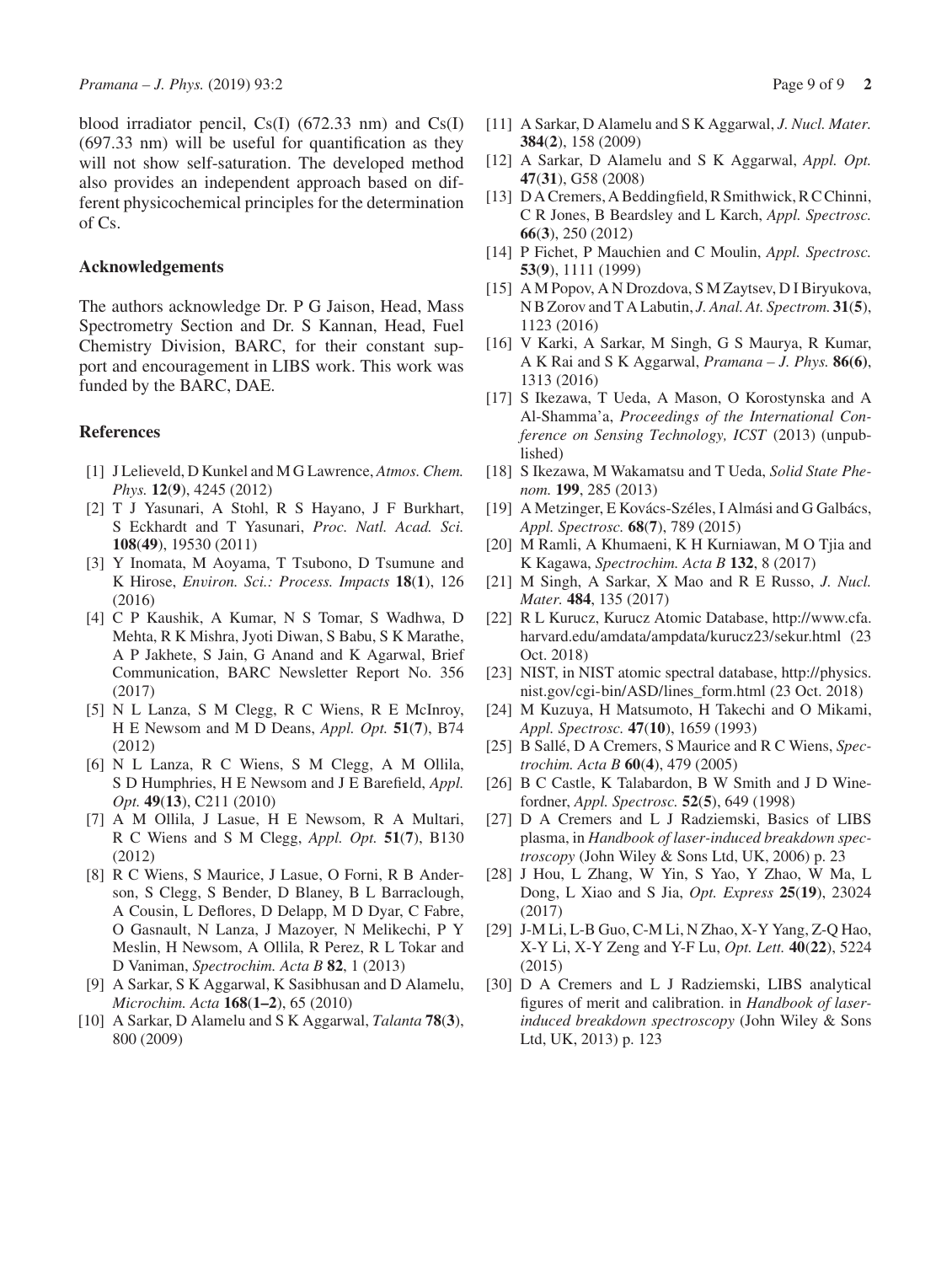blood irradiator pencil, Cs(I) (672.33 nm) and Cs(I) (697.33 nm) will be useful for quantification as they will not show self-saturation. The developed method also provides an independent approach based on different physicochemical principles for the determination of Cs.

## Acknowledgements

The authors acknowledge Dr. P G Jaison, Head, Mass Spectrometry Section and Dr. S Kannan, Head, Fuel Chemistry Division, BARC, for their constant support and encouragement in LIBS work. This work was funded by the BARC, DAE.

## References

[1] J Lelieveld, D Kunkel and M G Lawrence, *Atmos. Chem. Phys.* **12**(**9**), 4245 (2012)

[2] T J Yasunari, A Stohl, R S Hayano, J F Burkhart, S Eckhardt and T Yasunari, *Proc. Natl. Acad. Sci.* **108**(**49**), 19530 (2011)

[3] Y Inomata, M Aoyama, T Tsubono, D Tsumune and K Hirose, *Environ. Sci.: Process. Impacts* **18**(**1**), 126 (2016)

[4] C P Kaushik, A Kumar, N S Tomar, S Wadhwa, D Mehta, R K Mishra, Jyoti Diwan, S Babu, S K Marathe, A P Jakhete, S Jain, G Anand and K Agarwal, Brief Communication, BARC Newsletter Report No. 356 (2017)

[5] N L Lanza, S M Clegg, R C Wiens, R E McInroy, H E Newsom and M D Deans, *Appl. Opt.* **51**(**7**), B74 (2012)

[6] N L Lanza, R C Wiens, S M Clegg, A M Ollila, S D Humphries, H E Newsom and J E Barefield, *Appl. Opt.* **49**(**13**), C211 (2010)

[7] A M Ollila, J Lasue, H E Newsom, R A Multari, R C Wiens and S M Clegg, *Appl. Opt.* **51**(**7**), B130 (2012)

[8] R C Wiens, S Maurice, J Lasue, O Forni, R B Anderson, S Clegg, S Bender, D Blaney, B L Barraclough, A Cousin, L Deflores, D Delapp, M D Dyar, C Fabre, O Gasnault, N Lanza, J Mazoyer, N Melikechi, P Y Meslin, H Newsom, A Ollila, R Perez, R L Tokar and D Vaniman, *Spectrochim. Acta B* **82**, 1 (2013)

[9] A Sarkar, S K Aggarwal, K Sasibhusan and D Alamelu, *Microchim. Acta* **168**(**1–2**), 65 (2010)

[10] A Sarkar, D Alamelu and S K Aggarwal, *Talanta* **78**(**3**), 800 (2009)

[11] A Sarkar, D Alamelu and S K Aggarwal, *J. Nucl. Mater.* **384**(**2**), 158 (2009)

[12] A Sarkar, D Alamelu and S K Aggarwal, *Appl. Opt.* **47**(**31**), G58 (2008)

[13] D A Cremers, A Beddingfield, R Smithwick, R C Chinni, C R Jones, B Beardsley and L Karch, *Appl. Spectrosc.* **66**(**3**), 250 (2012)

[14] P Fichet, P Mauchien and C Moulin, *Appl. Spectrosc.* **53**(**9**), 1111 (1999)

[15] A M Popov, A N Drozdova, S M Zaytsev, D I Biryukova, N B Zorov and T A Labutin, *J. Anal. At. Spectrom.* **31**(**5**), 1123 (2016)

[16] V Karki, A Sarkar, M Singh, G S Maurya, R Kumar, A K Rai and S K Aggarwal, *Pramana – J. Phys.* **86(6)**, 1313 (2016)

[17] S Ikezawa, T Ueda, A Mason, O Korostynska and A Al-Shamma'a, *Proceedings of the International Conference on Sensing Technology, ICST* (2013) (unpublished)

[18] S Ikezawa, M Wakamatsu and T Ueda, *Solid State Phenom.* **199**, 285 (2013)

[19] A Metzinger, E Kovács-Széles, I Almási and G Galbács, *Appl. Spectrosc.* **68**(**7**), 789 (2015)

[20] M Ramli, A Khumaeni, K H Kurniawan, M O Tjia and K Kagawa, *Spectrochim. Acta B* **132**, 8 (2017)

[21] M Singh, A Sarkar, X Mao and R E Russo, *J. Nucl. Mater.* **484**, 135 (2017)

[22] R L Kurucz, Kurucz Atomic Database, http://www.cfa.harvard.edu/amdata/ampdata/kurucz23/sekur.html (23 Oct. 2018)

[23] NIST, in NIST atomic spectral database, http://physics.nist.gov/cgi-bin/ASD/lines_form.html (23 Oct. 2018)

[24] M Kuzuya, H Matsumoto, H Takechi and O Mikami, *Appl. Spectrosc.* **47**(**10**), 1659 (1993)

[25] B Sallé, D A Cremers, S Maurice and R C Wiens, *Spectrochim. Acta B* **60**(**4**), 479 (2005)

[26] B C Castle, K Talabardon, B W Smith and J D Winefordner, *Appl. Spectrosc.* **52**(**5**), 649 (1998)

[27] D A Cremers and L J Radziemski, Basics of LIBS plasma, in *Handbook of laser-induced breakdown spectroscopy* (John Wiley & Sons Ltd, UK, 2006) p. 23

[28] J Hou, L Zhang, W Yin, S Yao, Y Zhao, W Ma, L Dong, L Xiao and S Jia, *Opt. Express* **25**(**19**), 23024 (2017)

[29] J-M Li, L-B Guo, C-M Li, N Zhao, X-Y Yang, Z-Q Hao, X-Y Li, X-Y Zeng and Y-F Lu, *Opt. Lett.* **40**(**22**), 5224 (2015)

[30] D A Cremers and L J Radziemski, LIBS analytical figures of merit and calibration. in *Handbook of laser-induced breakdown spectroscopy* (John Wiley & Sons Ltd, UK, 2013) p. 123